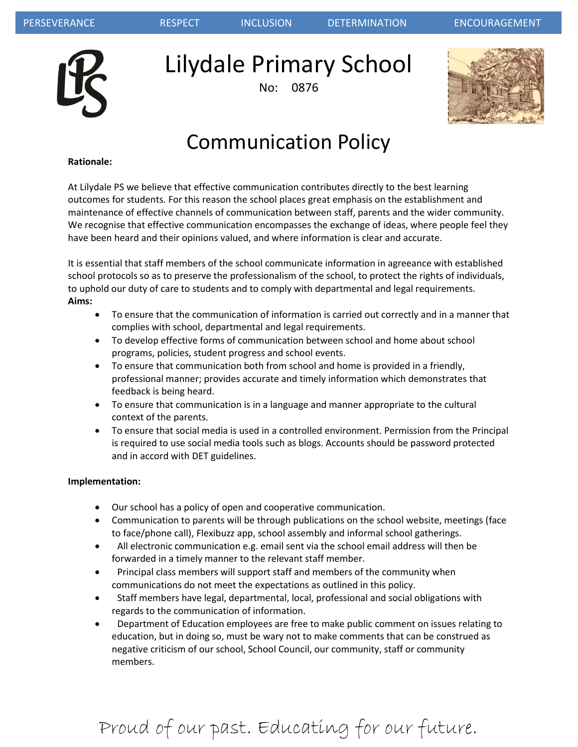PERSEVERANCE RESPECT INCLUSION DETERMINATION ENCOURAGEMENT

# Lilydale Primary School

No: 0876

# Communication Policy

**Rationale:**

At Lilydale PS we believe that effective communication contributes directly to the best learning outcomes for students. For this reason the school places great emphasis on the establishment and maintenance of effective channels of communication between staff, parents and the wider community. We recognise that effective communication encompasses the exchange of ideas, where people feel they have been heard and their opinions valued, and where information is clear and accurate.

It is essential that staff members of the school communicate information in agreeance with established school protocols so as to preserve the professionalism of the school, to protect the rights of individuals, to uphold our duty of care to students and to comply with departmental and legal requirements.

**Aims:**

- To ensure that the communication of information is carried out correctly and in a manner that complies with school, departmental and legal requirements.
- To develop effective forms of communication between school and home about school programs, policies, student progress and school events.
- To ensure that communication both from school and home is provided in a friendly, professional manner; provides accurate and timely information which demonstrates that feedback is being heard.
- To ensure that communication is in a language and manner appropriate to the cultural context of the parents.
- To ensure that social media is used in a controlled environment. Permission from the Principal is required to use social media tools such as blogs. Accounts should be password protected and in accord with DET guidelines.

**Implementation:**

- Our school has a policy of open and cooperative communication.
- Communication to parents will be through publications on the school website, meetings (face to face/phone call), Flexibuzz app, school assembly and informal school gatherings.
- All electronic communication e.g. email sent via the school email address will then be forwarded in a timely manner to the relevant staff member.
- Principal class members will support staff and members of the community when communications do not meet the expectations as outlined in this policy.
- Staff members have legal, departmental, local, professional and social obligations with regards to the communication of information.
- Department of Education employees are free to make public comment on issues relating to education, but in doing so, must be wary not to make comments that can be construed as negative criticism of our school, School Council, our community, staff or community members.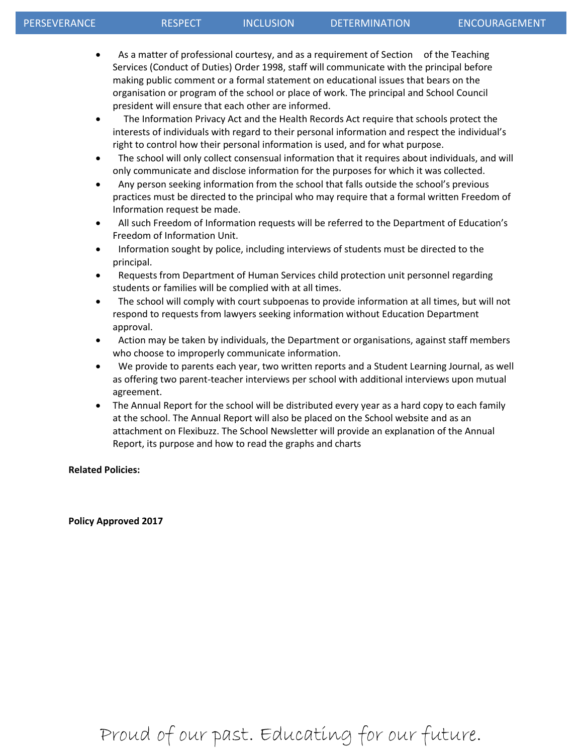- As a matter of professional courtesy, and as a requirement of Section of the Teaching Services (Conduct of Duties) Order 1998, staff will communicate with the principal before making public comment or a formal statement on educational issues that bears on the organisation or program of the school or place of work. The principal and School Council president will ensure that each other are informed.
- The Information Privacy Act and the Health Records Act require that schools protect the interests of individuals with regard to their personal information and respect the individual's right to control how their personal information is used, and for what purpose.
- The school will only collect consensual information that it requires about individuals, and will only communicate and disclose information for the purposes for which it was collected.
- Any person seeking information from the school that falls outside the school's previous practices must be directed to the principal who may require that a formal written Freedom of Information request be made.
- All such Freedom of Information requests will be referred to the Department of Education's Freedom of Information Unit.
- Information sought by police, including interviews of students must be directed to the principal.
- Requests from Department of Human Services child protection unit personnel regarding students or families will be complied with at all times.
- The school will comply with court subpoenas to provide information at all times, but will not respond to requests from lawyers seeking information without Education Department approval.
- Action may be taken by individuals, the Department or organisations, against staff members who choose to improperly communicate information.
- We provide to parents each year, two written reports and a Student Learning Journal, as well as offering two parent-teacher interviews per school with additional interviews upon mutual agreement.
- The Annual Report for the school will be distributed every year as a hard copy to each family at the school. The Annual Report will also be placed on the School website and as an attachment on Flexibuzz. The School Newsletter will provide an explanation of the Annual Report, its purpose and how to read the graphs and charts

**Related Policies:**

**Policy Approved 2017**